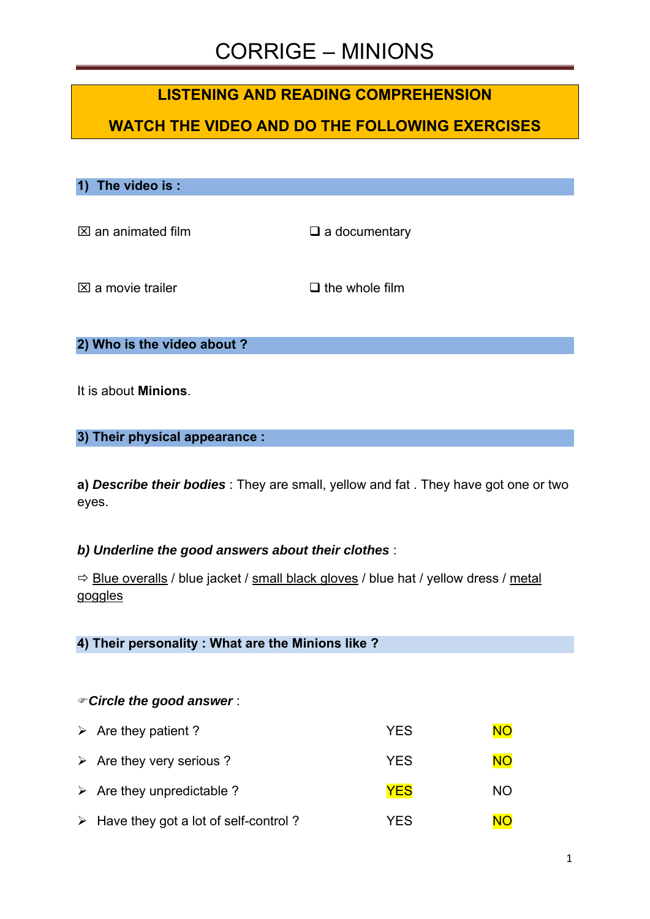# CORRIGE – MINIONS

## LISTENING AND READING COMPREHENSION

## WATCH THE VIDEO AND DO THE FOLLOWING EXERCISES

### 1) The video is :

☒ an animated film ❑ a documentary

☒ a movie trailer ❑ the whole film

### 2) Who is the video about ?

It is about **Minions**.

### 3) Their physical appearance :

**a)** ***Describe their bodies*** : They are small, yellow and fat . They have got one or two eyes.

***b) Underline the good answers about their clothes*** :

⇨ <u>Blue overalls</u> / blue jacket / <u>small black gloves</u> / blue hat / yellow dress / <u>metal goggles</u>

### 4) Their personality : What are the Minions like ?

☞***Circle the good answer*** :

| | | |
|---|---|---|
| ➢ Are they patient ? | YES | **NO** |
| ➢ Are they very serious ? | YES | **NO** |
| ➢ Are they unpredictable ? | **YES** | NO |
| ➢ Have they got a lot of self-control ? | YES | **NO** |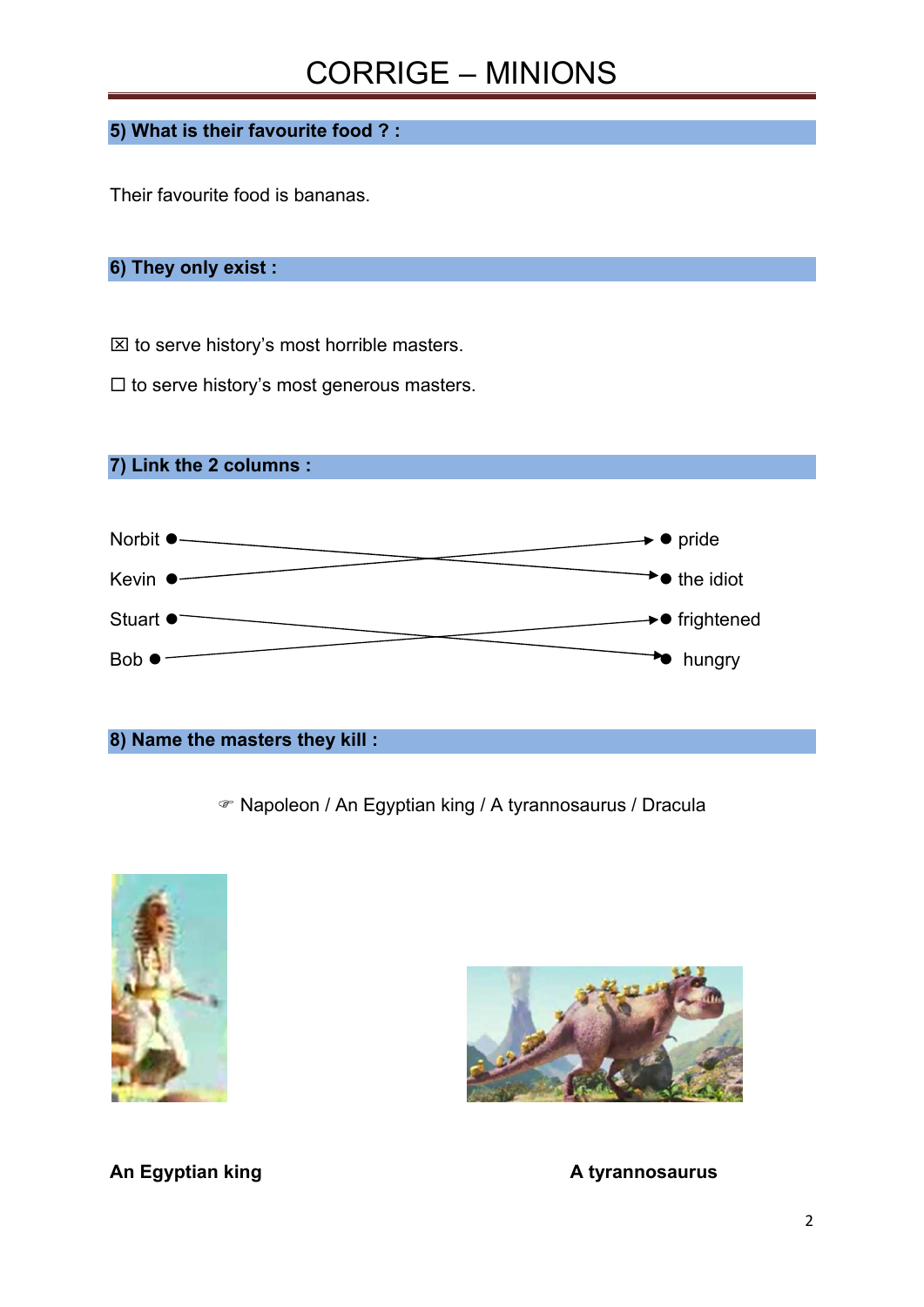# CORRIGE – MINIONS

## 5) What is their favourite food ? :

Their favourite food is bananas.

## 6) They only exist :

☒ to serve history's most horrible masters.

☐ to serve history's most generous masters.

## 7) Link the 2 columns :

- Norbit → the idiot
- Kevin → pride
- Stuart → hungry
- Bob → frightened

## 8) Name the masters they kill :

☞ Napoleon / An Egyptian king / A tyrannosaurus / Dracula

**An Egyptian king**

**A tyrannosaurus**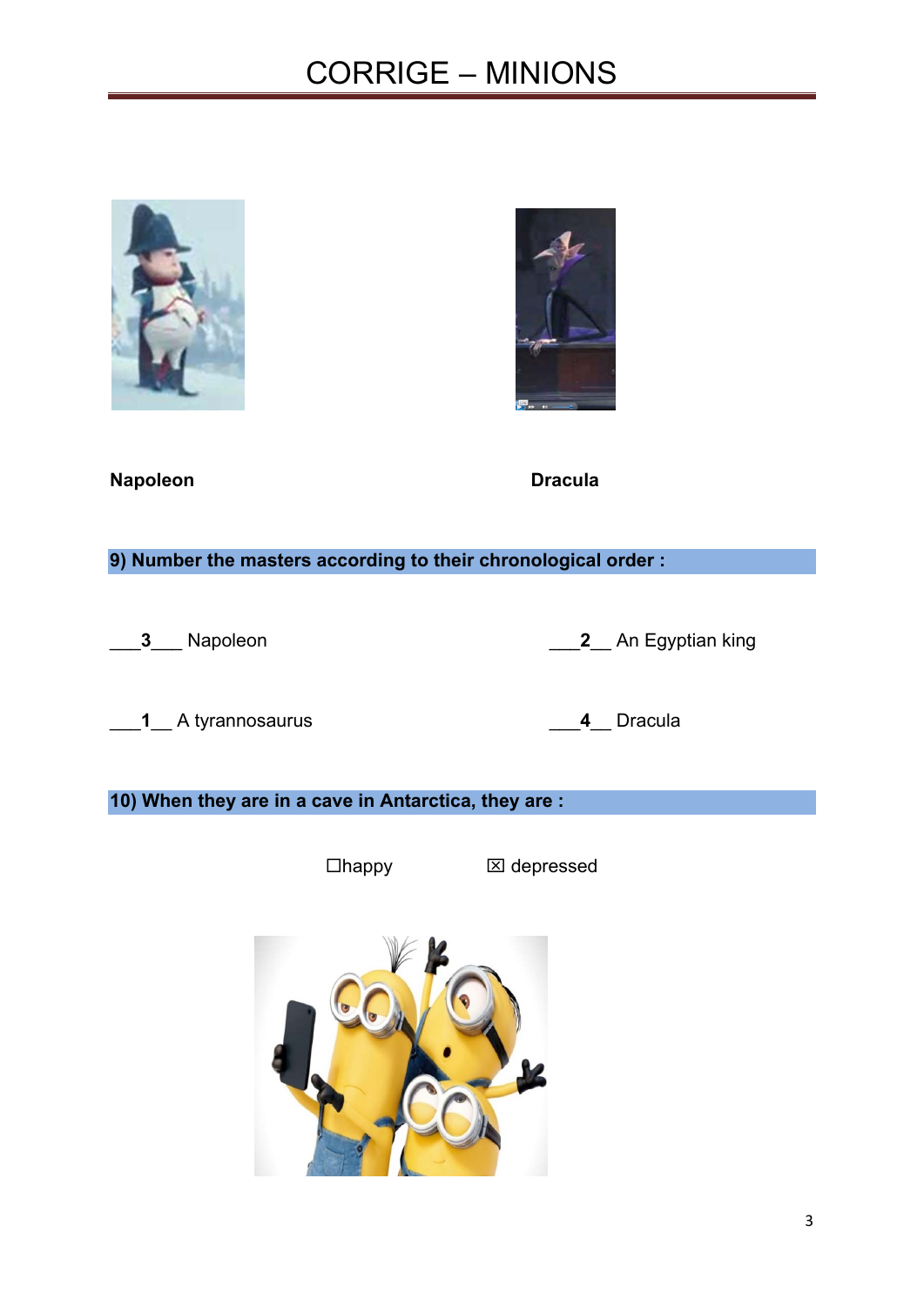# CORRIGE – MINIONS

**Napoleon** **Dracula**

**9) Number the masters according to their chronological order :**

___**3**___ Napoleon ___**2**__ An Egyptian king

___**1**__ A tyrannosaurus ___**4**__ Dracula

**10) When they are in a cave in Antarctica, they are :**

☐happy ☒ depressed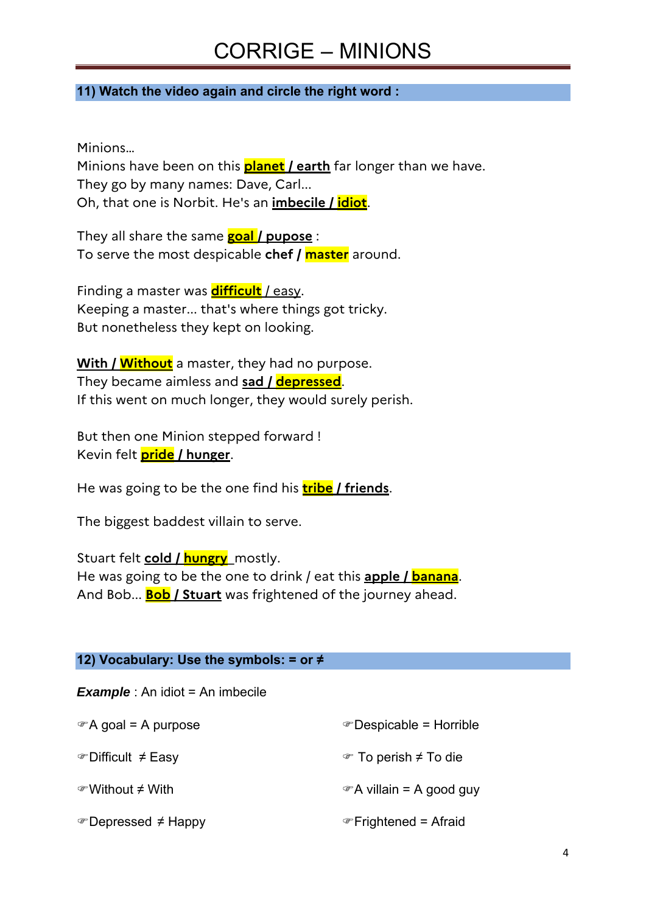# CORRIGE – MINIONS

## 11) Watch the video again and circle the right word :

Minions…
Minions have been on this **planet / earth** far longer than we have.
They go by many names: Dave, Carl…
Oh, that one is Norbit. He's an **imbecile / idiot**.

They all share the same **goal / pupose** :
To serve the most despicable **chef / master** around.

Finding a master was **difficult** / easy.
Keeping a master… that's where things got tricky.
But nonetheless they kept on looking.

**With / Without** a master, they had no purpose.
They became aimless and **sad / depressed**.
If this went on much longer, they would surely perish.

But then one Minion stepped forward !
Kevin felt **pride / hunger**.

He was going to be the one find his **tribe / friends**.

The biggest baddest villain to serve.

Stuart felt **cold / hungry** mostly.
He was going to be the one to drink / eat this **apple / banana**.
And Bob… **Bob / Stuart** was frightened of the journey ahead.

## 12) Vocabulary: Use the symbols: = or ≠

***Example*** : An idiot = An imbecile

- ☞A goal = A purpose
- ☞Difficult ≠ Easy
- ☞Without ≠ With
- ☞Depressed ≠ Happy
- ☞Despicable = Horrible
- ☞ To perish ≠ To die
- ☞A villain = A good guy
- ☞Frightened = Afraid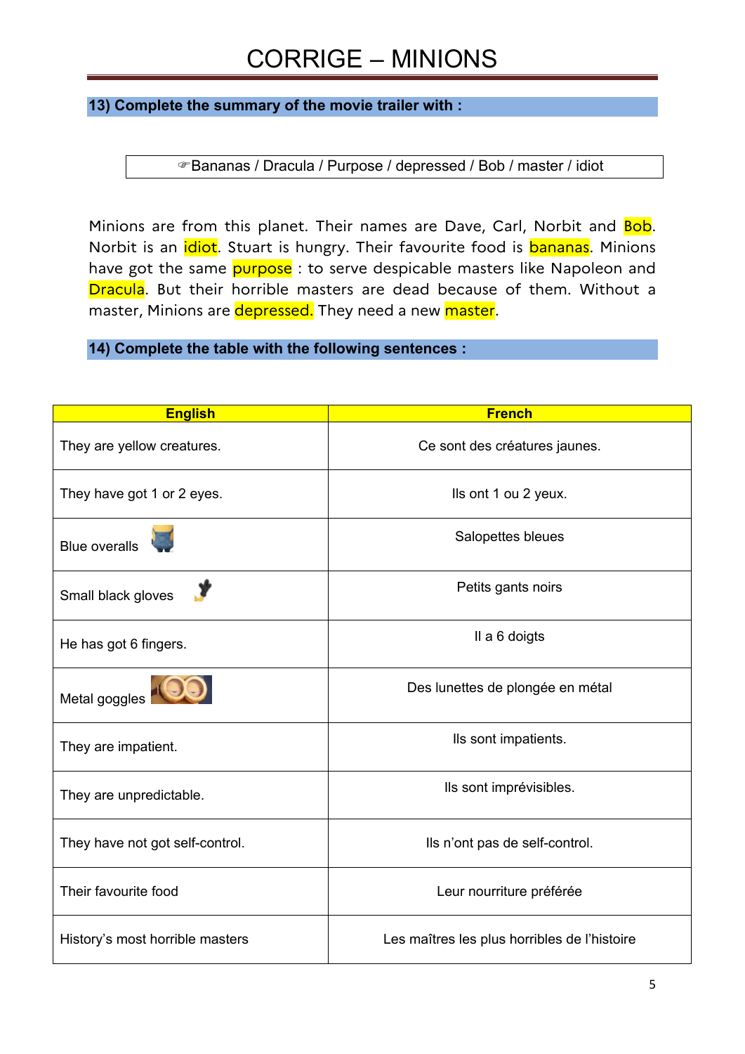# CORRIGE – MINIONS

## 13) Complete the summary of the movie trailer with :

☞Bananas / Dracula / Purpose / depressed / Bob / master / idiot

Minions are from this planet. Their names are Dave, Carl, Norbit and **Bob**. Norbit is an **idiot**. Stuart is hungry. Their favourite food is **bananas**. Minions have got the same **purpose** : to serve despicable masters like Napoleon and **Dracula**. But their horrible masters are dead because of them. Without a master, Minions are **depressed.** They need a new **master**.

## 14) Complete the table with the following sentences :

| English | French |
| --- | --- |
| They are yellow creatures. | Ce sont des créatures jaunes. |
| They have got 1 or 2 eyes. | Ils ont 1 ou 2 yeux. |
| Blue overalls | Salopettes bleues |
| Small black gloves | Petits gants noirs |
| He has got 6 fingers. | Il a 6 doigts |
| Metal goggles | Des lunettes de plongée en métal |
| They are impatient. | Ils sont impatients. |
| They are unpredictable. | Ils sont imprévisibles. |
| They have not got self-control. | Ils n'ont pas de self-control. |
| Their favourite food | Leur nourriture préférée |
| History's most horrible masters | Les maîtres les plus horribles de l'histoire |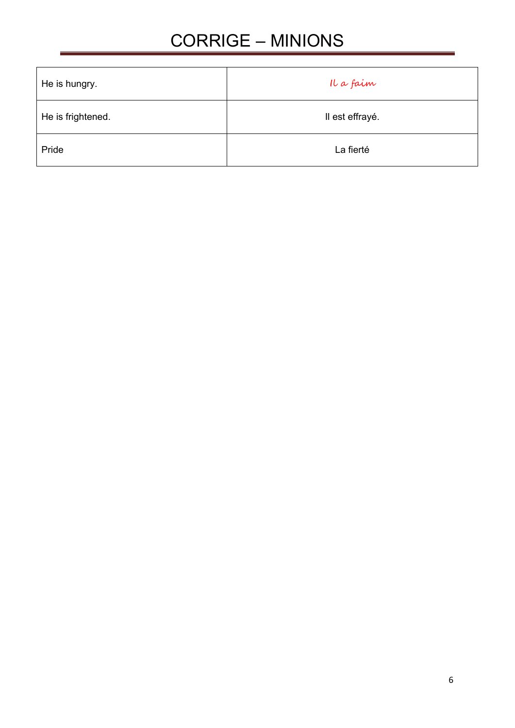# CORRIGE – MINIONS

| | |
|---|---|
| He is hungry. | *Il a faim* |
| He is frightened. | Il est effrayé. |
| Pride | La fierté |